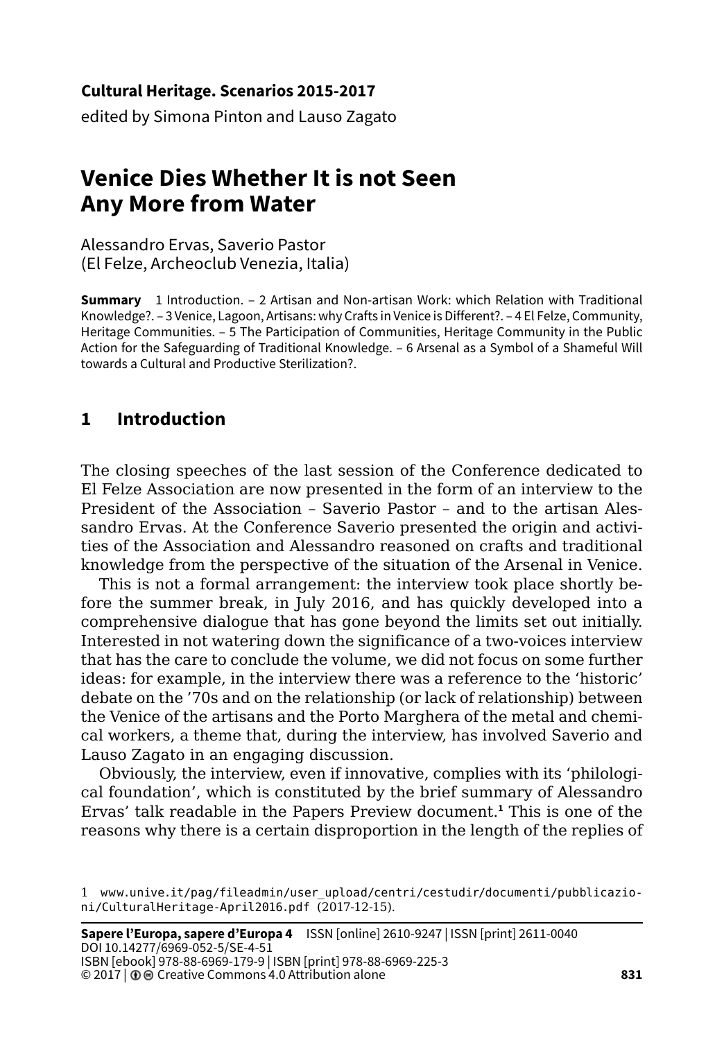**Cultural Heritage. Scenarios 2015-2017**

edited by Simona Pinton and Lauso Zagato

# Venice Dies Whether It is not Seen Any More from Water

Alessandro Ervas, Saverio Pastor
(El Felze, Archeoclub Venezia, Italia)

**Summary** 1 Introduction. – 2 Artisan and Non-artisan Work: which Relation with Traditional Knowledge?. – 3 Venice, Lagoon, Artisans: why Crafts in Venice is Different?. – 4 El Felze, Community, Heritage Communities. – 5 The Participation of Communities, Heritage Community in the Public Action for the Safeguarding of Traditional Knowledge. – 6 Arsenal as a Symbol of a Shameful Will towards a Cultural and Productive Sterilization?.

## 1 Introduction

The closing speeches of the last session of the Conference dedicated to El Felze Association are now presented in the form of an interview to the President of the Association – Saverio Pastor – and to the artisan Alessandro Ervas. At the Conference Saverio presented the origin and activities of the Association and Alessandro reasoned on crafts and traditional knowledge from the perspective of the situation of the Arsenal in Venice.

This is not a formal arrangement: the interview took place shortly before the summer break, in July 2016, and has quickly developed into a comprehensive dialogue that has gone beyond the limits set out initially. Interested in not watering down the significance of a two-voices interview that has the care to conclude the volume, we did not focus on some further ideas: for example, in the interview there was a reference to the 'historic' debate on the '70s and on the relationship (or lack of relationship) between the Venice of the artisans and the Porto Marghera of the metal and chemical workers, a theme that, during the interview, has involved Saverio and Lauso Zagato in an engaging discussion.

Obviously, the interview, even if innovative, complies with its 'philological foundation', which is constituted by the brief summary of Alessandro Ervas' talk readable in the Papers Preview document.[1] This is one of the reasons why there is a certain disproportion in the length of the replies of

1 www.unive.it/pag/fileadmin/user_upload/centri/cestudir/documenti/pubblicazioni/CulturalHeritage-April2016.pdf (2017-12-15).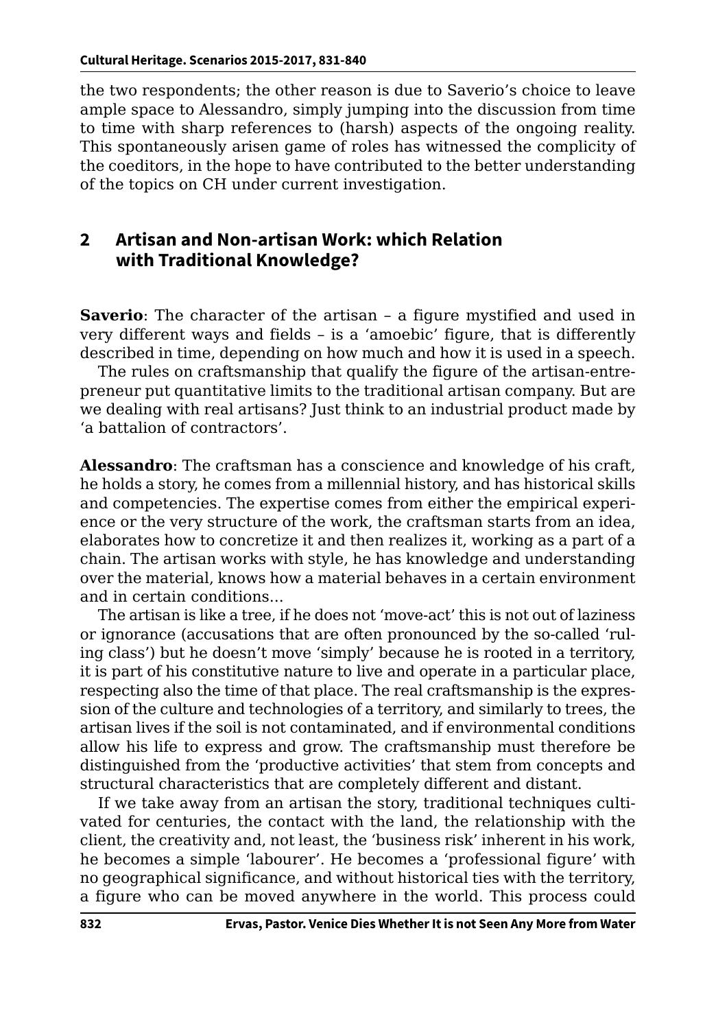the two respondents; the other reason is due to Saverio's choice to leave ample space to Alessandro, simply jumping into the discussion from time to time with sharp references to (harsh) aspects of the ongoing reality. This spontaneously arisen game of roles has witnessed the complicity of the coeditors, in the hope to have contributed to the better understanding of the topics on CH under current investigation.

## 2 Artisan and Non-artisan Work: which Relation with Traditional Knowledge?

**Saverio**: The character of the artisan – a figure mystified and used in very different ways and fields – is a 'amoebic' figure, that is differently described in time, depending on how much and how it is used in a speech.

The rules on craftsmanship that qualify the figure of the artisan-entrepreneur put quantitative limits to the traditional artisan company. But are we dealing with real artisans? Just think to an industrial product made by 'a battalion of contractors'.

**Alessandro**: The craftsman has a conscience and knowledge of his craft, he holds a story, he comes from a millennial history, and has historical skills and competencies. The expertise comes from either the empirical experience or the very structure of the work, the craftsman starts from an idea, elaborates how to concretize it and then realizes it, working as a part of a chain. The artisan works with style, he has knowledge and understanding over the material, knows how a material behaves in a certain environment and in certain conditions…

The artisan is like a tree, if he does not 'move-act' this is not out of laziness or ignorance (accusations that are often pronounced by the so-called 'ruling class') but he doesn't move 'simply' because he is rooted in a territory, it is part of his constitutive nature to live and operate in a particular place, respecting also the time of that place. The real craftsmanship is the expression of the culture and technologies of a territory, and similarly to trees, the artisan lives if the soil is not contaminated, and if environmental conditions allow his life to express and grow. The craftsmanship must therefore be distinguished from the 'productive activities' that stem from concepts and structural characteristics that are completely different and distant.

If we take away from an artisan the story, traditional techniques cultivated for centuries, the contact with the land, the relationship with the client, the creativity and, not least, the 'business risk' inherent in his work, he becomes a simple 'labourer'. He becomes a 'professional figure' with no geographical significance, and without historical ties with the territory, a figure who can be moved anywhere in the world. This process could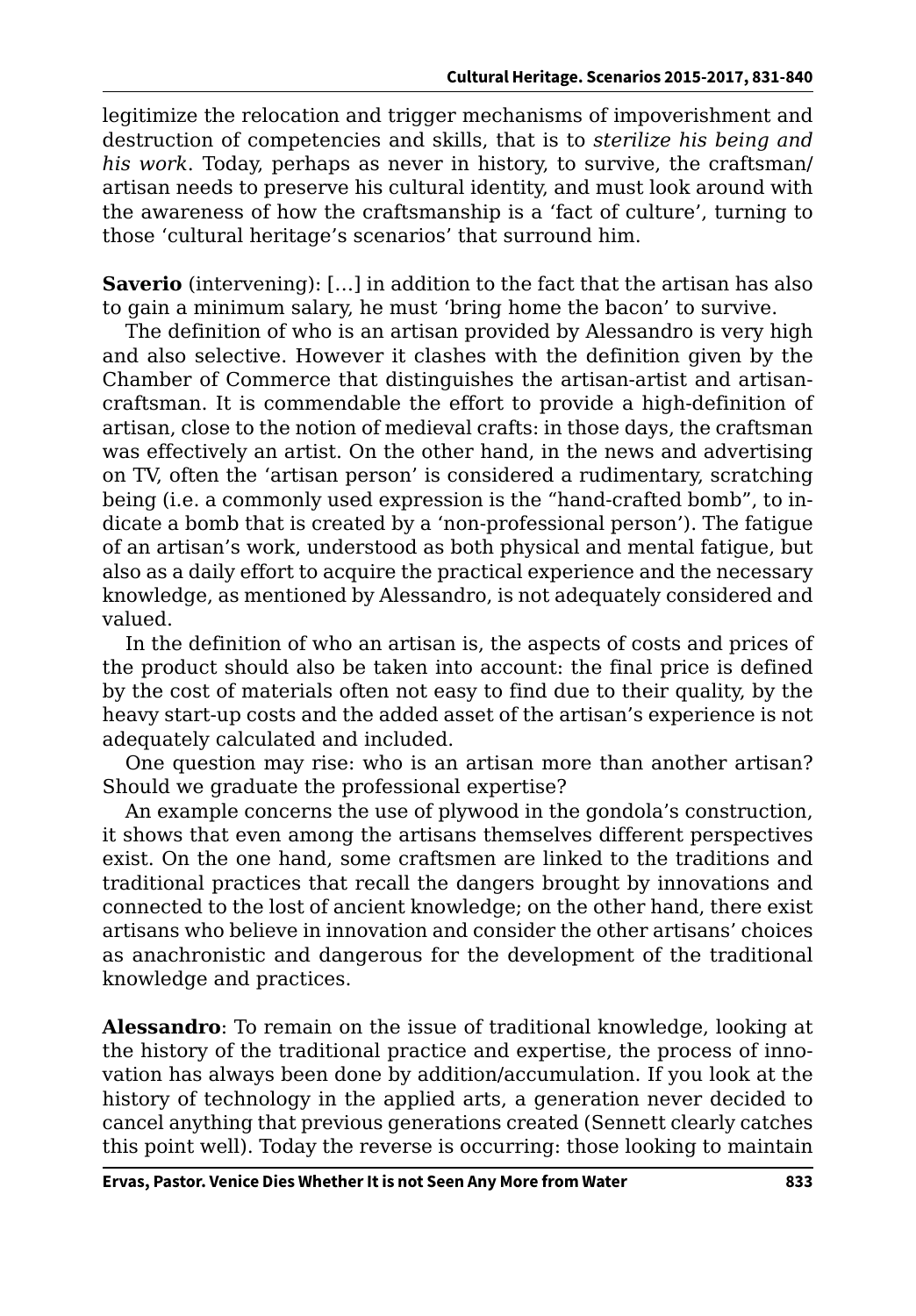legitimize the relocation and trigger mechanisms of impoverishment and destruction of competencies and skills, that is to *sterilize his being and his work*. Today, perhaps as never in history, to survive, the craftsman/artisan needs to preserve his cultural identity, and must look around with the awareness of how the craftsmanship is a 'fact of culture', turning to those 'cultural heritage's scenarios' that surround him.

**Saverio** (intervening): […] in addition to the fact that the artisan has also to gain a minimum salary, he must 'bring home the bacon' to survive.

The definition of who is an artisan provided by Alessandro is very high and also selective. However it clashes with the definition given by the Chamber of Commerce that distinguishes the artisan-artist and artisan-craftsman. It is commendable the effort to provide a high-definition of artisan, close to the notion of medieval crafts: in those days, the craftsman was effectively an artist. On the other hand, in the news and advertising on TV, often the 'artisan person' is considered a rudimentary, scratching being (i.e. a commonly used expression is the "hand-crafted bomb", to indicate a bomb that is created by a 'non-professional person'). The fatigue of an artisan's work, understood as both physical and mental fatigue, but also as a daily effort to acquire the practical experience and the necessary knowledge, as mentioned by Alessandro, is not adequately considered and valued.

In the definition of who an artisan is, the aspects of costs and prices of the product should also be taken into account: the final price is defined by the cost of materials often not easy to find due to their quality, by the heavy start-up costs and the added asset of the artisan's experience is not adequately calculated and included.

One question may rise: who is an artisan more than another artisan? Should we graduate the professional expertise?

An example concerns the use of plywood in the gondola's construction, it shows that even among the artisans themselves different perspectives exist. On the one hand, some craftsmen are linked to the traditions and traditional practices that recall the dangers brought by innovations and connected to the lost of ancient knowledge; on the other hand, there exist artisans who believe in innovation and consider the other artisans' choices as anachronistic and dangerous for the development of the traditional knowledge and practices.

**Alessandro**: To remain on the issue of traditional knowledge, looking at the history of the traditional practice and expertise, the process of innovation has always been done by addition/accumulation. If you look at the history of technology in the applied arts, a generation never decided to cancel anything that previous generations created (Sennett clearly catches this point well). Today the reverse is occurring: those looking to maintain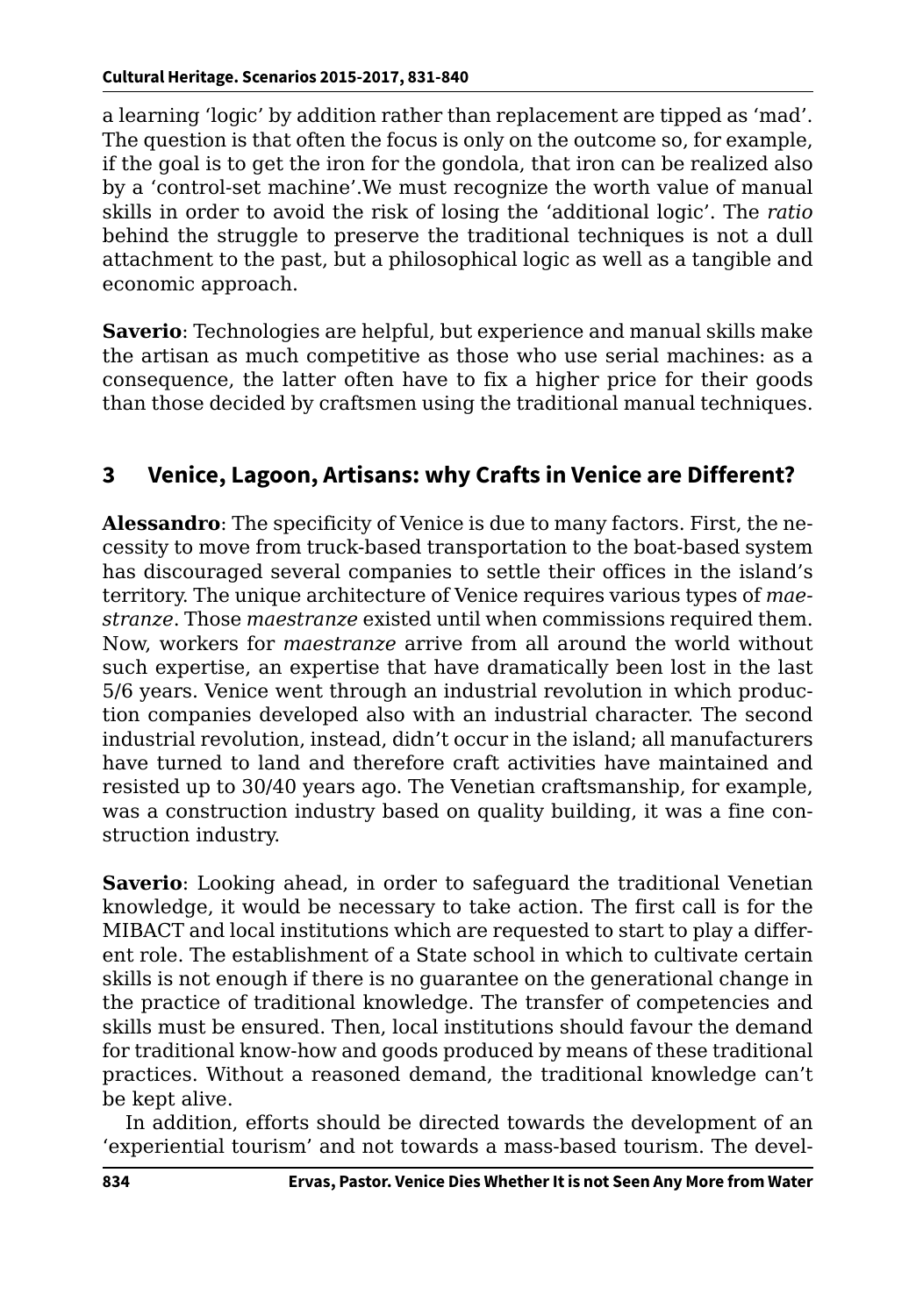a learning 'logic' by addition rather than replacement are tipped as 'mad'. The question is that often the focus is only on the outcome so, for example, if the goal is to get the iron for the gondola, that iron can be realized also by a 'control-set machine'.We must recognize the worth value of manual skills in order to avoid the risk of losing the 'additional logic'. The *ratio* behind the struggle to preserve the traditional techniques is not a dull attachment to the past, but a philosophical logic as well as a tangible and economic approach.

**Saverio**: Technologies are helpful, but experience and manual skills make the artisan as much competitive as those who use serial machines: as a consequence, the latter often have to fix a higher price for their goods than those decided by craftsmen using the traditional manual techniques.

## 3 Venice, Lagoon, Artisans: why Crafts in Venice are Different?

**Alessandro**: The specificity of Venice is due to many factors. First, the necessity to move from truck-based transportation to the boat-based system has discouraged several companies to settle their offices in the island's territory. The unique architecture of Venice requires various types of *maestranze*. Those *maestranze* existed until when commissions required them. Now, workers for *maestranze* arrive from all around the world without such expertise, an expertise that have dramatically been lost in the last 5/6 years. Venice went through an industrial revolution in which production companies developed also with an industrial character. The second industrial revolution, instead, didn't occur in the island; all manufacturers have turned to land and therefore craft activities have maintained and resisted up to 30/40 years ago. The Venetian craftsmanship, for example, was a construction industry based on quality building, it was a fine construction industry.

**Saverio**: Looking ahead, in order to safeguard the traditional Venetian knowledge, it would be necessary to take action. The first call is for the MIBACT and local institutions which are requested to start to play a different role. The establishment of a State school in which to cultivate certain skills is not enough if there is no guarantee on the generational change in the practice of traditional knowledge. The transfer of competencies and skills must be ensured. Then, local institutions should favour the demand for traditional know-how and goods produced by means of these traditional practices. Without a reasoned demand, the traditional knowledge can't be kept alive.

In addition, efforts should be directed towards the development of an 'experiential tourism' and not towards a mass-based tourism. The devel-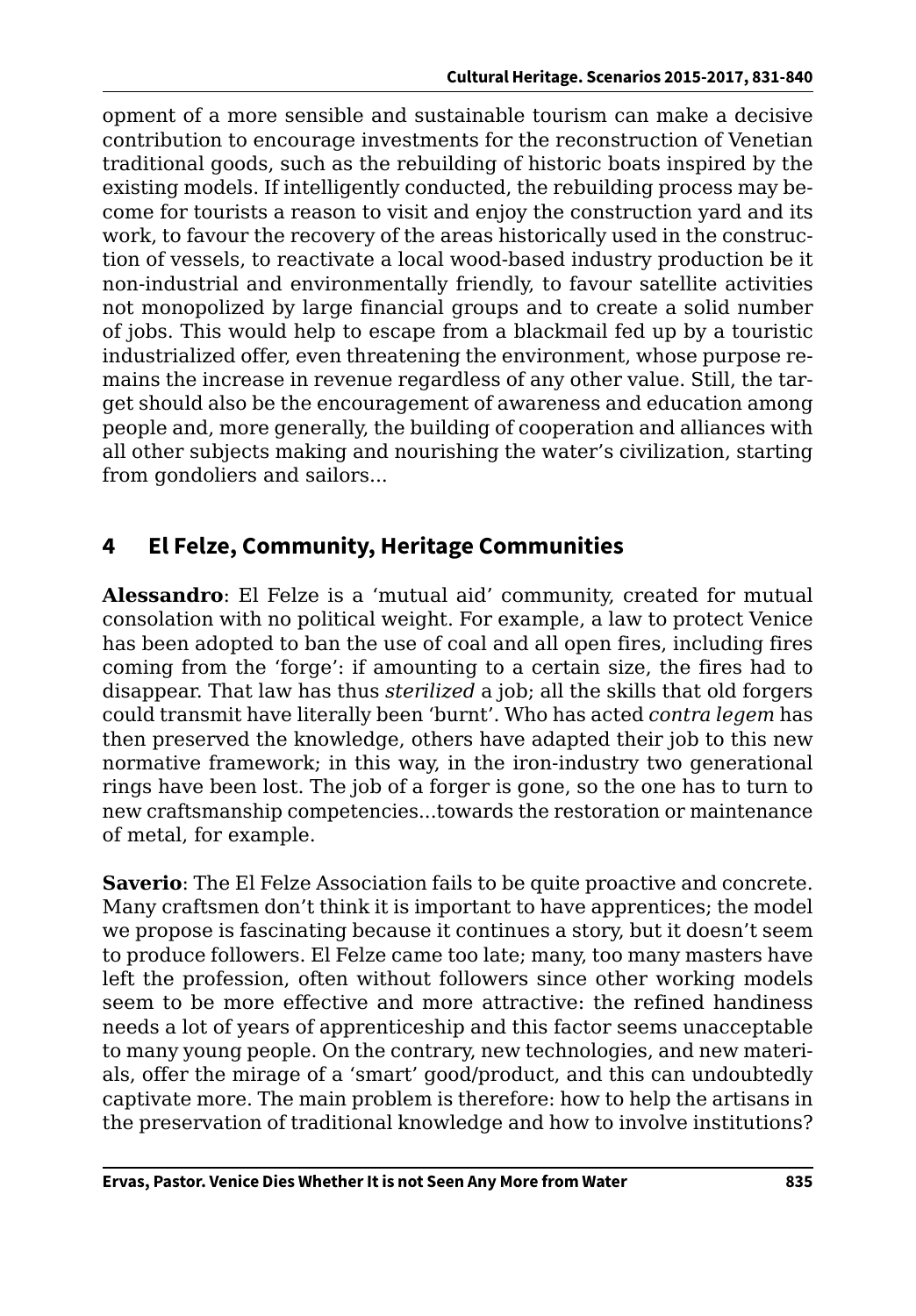opment of a more sensible and sustainable tourism can make a decisive contribution to encourage investments for the reconstruction of Venetian traditional goods, such as the rebuilding of historic boats inspired by the existing models. If intelligently conducted, the rebuilding process may become for tourists a reason to visit and enjoy the construction yard and its work, to favour the recovery of the areas historically used in the construction of vessels, to reactivate a local wood-based industry production be it non-industrial and environmentally friendly, to favour satellite activities not monopolized by large financial groups and to create a solid number of jobs. This would help to escape from a blackmail fed up by a touristic industrialized offer, even threatening the environment, whose purpose remains the increase in revenue regardless of any other value. Still, the target should also be the encouragement of awareness and education among people and, more generally, the building of cooperation and alliances with all other subjects making and nourishing the water's civilization, starting from gondoliers and sailors...

## 4 El Felze, Community, Heritage Communities

**Alessandro**: El Felze is a 'mutual aid' community, created for mutual consolation with no political weight. For example, a law to protect Venice has been adopted to ban the use of coal and all open fires, including fires coming from the 'forge': if amounting to a certain size, the fires had to disappear. That law has thus *sterilized* a job; all the skills that old forgers could transmit have literally been 'burnt'. Who has acted *contra legem* has then preserved the knowledge, others have adapted their job to this new normative framework; in this way, in the iron-industry two generational rings have been lost. The job of a forger is gone, so the one has to turn to new craftsmanship competencies...towards the restoration or maintenance of metal, for example.

**Saverio**: The El Felze Association fails to be quite proactive and concrete. Many craftsmen don't think it is important to have apprentices; the model we propose is fascinating because it continues a story, but it doesn't seem to produce followers. El Felze came too late; many, too many masters have left the profession, often without followers since other working models seem to be more effective and more attractive: the refined handiness needs a lot of years of apprenticeship and this factor seems unacceptable to many young people. On the contrary, new technologies, and new materials, offer the mirage of a 'smart' good/product, and this can undoubtedly captivate more. The main problem is therefore: how to help the artisans in the preservation of traditional knowledge and how to involve institutions?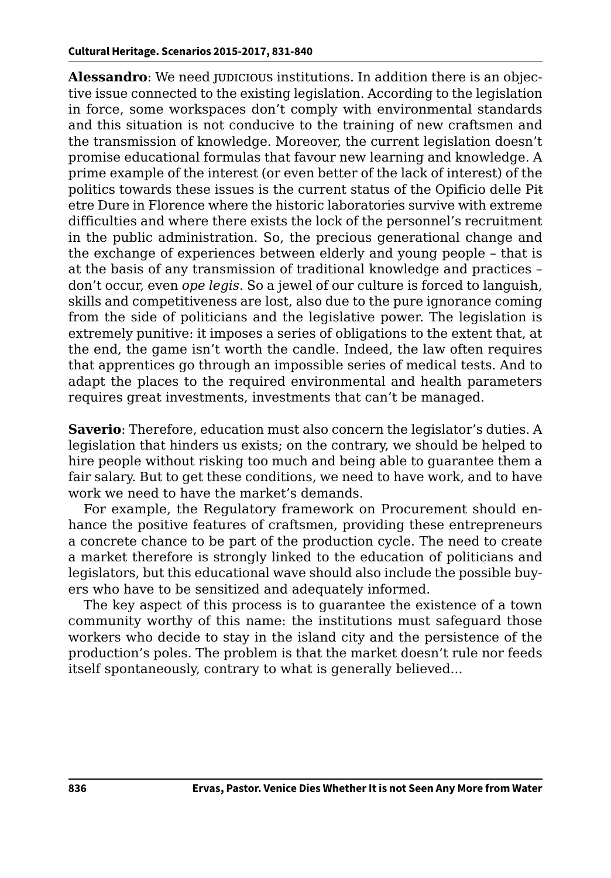**Alessandro**: We need JUDICIOUS institutions. In addition there is an objective issue connected to the existing legislation. According to the legislation in force, some workspaces don't comply with environmental standards and this situation is not conducive to the training of new craftsmen and the transmission of knowledge. Moreover, the current legislation doesn't promise educational formulas that favour new learning and knowledge. A prime example of the interest (or even better of the lack of interest) of the politics towards these issues is the current status of the Opificio delle Pietre Dure in Florence where the historic laboratories survive with extreme difficulties and where there exists the lock of the personnel's recruitment in the public administration. So, the precious generational change and the exchange of experiences between elderly and young people – that is at the basis of any transmission of traditional knowledge and practices – don't occur, even *ope legis*. So a jewel of our culture is forced to languish, skills and competitiveness are lost, also due to the pure ignorance coming from the side of politicians and the legislative power. The legislation is extremely punitive: it imposes a series of obligations to the extent that, at the end, the game isn't worth the candle. Indeed, the law often requires that apprentices go through an impossible series of medical tests. And to adapt the places to the required environmental and health parameters requires great investments, investments that can't be managed.

**Saverio**: Therefore, education must also concern the legislator's duties. A legislation that hinders us exists; on the contrary, we should be helped to hire people without risking too much and being able to guarantee them a fair salary. But to get these conditions, we need to have work, and to have work we need to have the market's demands.

For example, the Regulatory framework on Procurement should enhance the positive features of craftsmen, providing these entrepreneurs a concrete chance to be part of the production cycle. The need to create a market therefore is strongly linked to the education of politicians and legislators, but this educational wave should also include the possible buyers who have to be sensitized and adequately informed.

The key aspect of this process is to guarantee the existence of a town community worthy of this name: the institutions must safeguard those workers who decide to stay in the island city and the persistence of the production's poles. The problem is that the market doesn't rule nor feeds itself spontaneously, contrary to what is generally believed...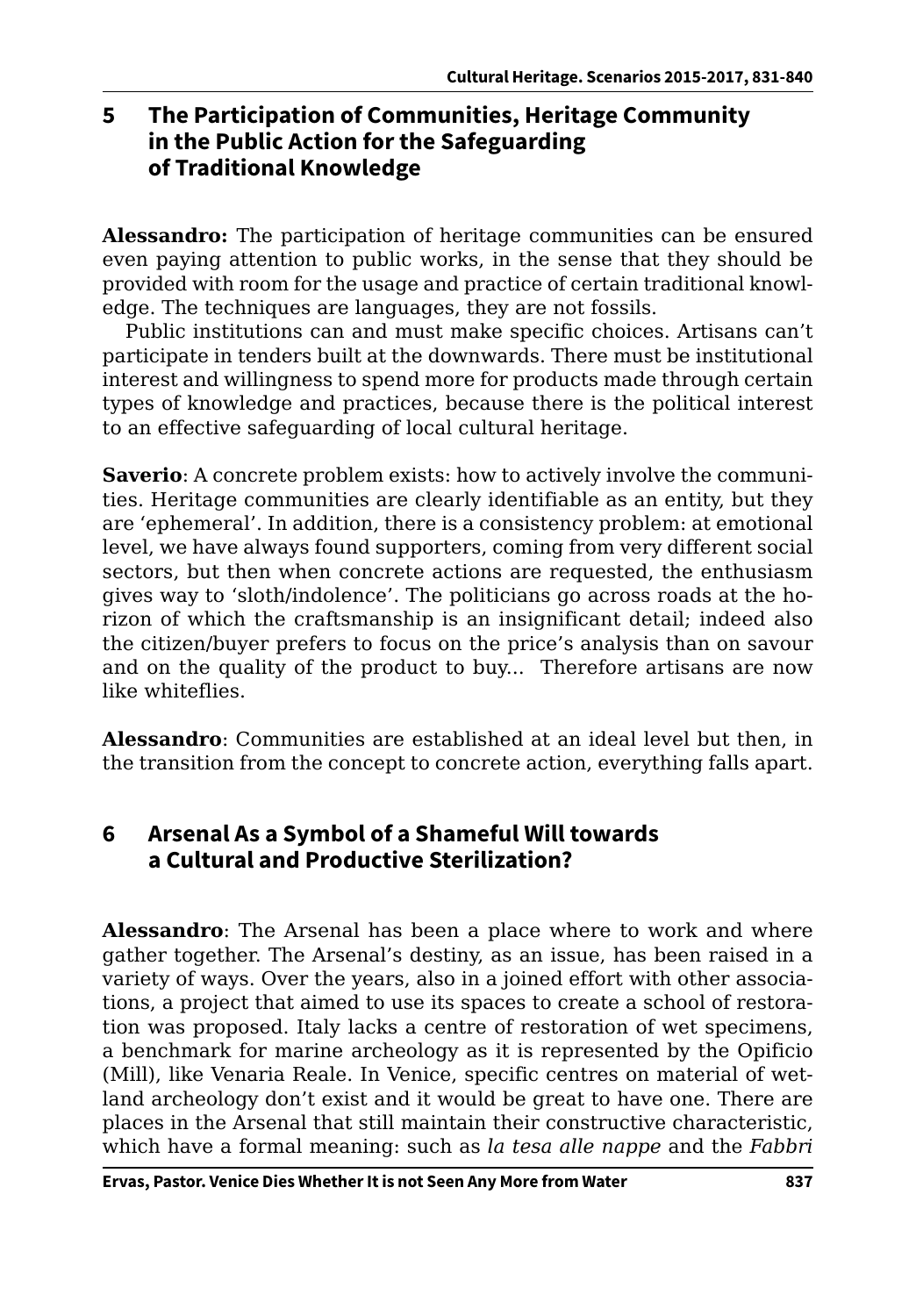## 5 The Participation of Communities, Heritage Community in the Public Action for the Safeguarding of Traditional Knowledge

**Alessandro:** The participation of heritage communities can be ensured even paying attention to public works, in the sense that they should be provided with room for the usage and practice of certain traditional knowledge. The techniques are languages, they are not fossils.

Public institutions can and must make specific choices. Artisans can't participate in tenders built at the downwards. There must be institutional interest and willingness to spend more for products made through certain types of knowledge and practices, because there is the political interest to an effective safeguarding of local cultural heritage.

**Saverio**: A concrete problem exists: how to actively involve the communities. Heritage communities are clearly identifiable as an entity, but they are 'ephemeral'. In addition, there is a consistency problem: at emotional level, we have always found supporters, coming from very different social sectors, but then when concrete actions are requested, the enthusiasm gives way to 'sloth/indolence'. The politicians go across roads at the horizon of which the craftsmanship is an insignificant detail; indeed also the citizen/buyer prefers to focus on the price's analysis than on savour and on the quality of the product to buy... Therefore artisans are now like whiteflies.

**Alessandro**: Communities are established at an ideal level but then, in the transition from the concept to concrete action, everything falls apart.

## 6 Arsenal As a Symbol of a Shameful Will towards a Cultural and Productive Sterilization?

**Alessandro**: The Arsenal has been a place where to work and where gather together. The Arsenal's destiny, as an issue, has been raised in a variety of ways. Over the years, also in a joined effort with other associations, a project that aimed to use its spaces to create a school of restoration was proposed. Italy lacks a centre of restoration of wet specimens, a benchmark for marine archeology as it is represented by the Opificio (Mill), like Venaria Reale. In Venice, specific centres on material of wetland archeology don't exist and it would be great to have one. There are places in the Arsenal that still maintain their constructive characteristic, which have a formal meaning: such as *la tesa alle nappe* and the *Fabbri*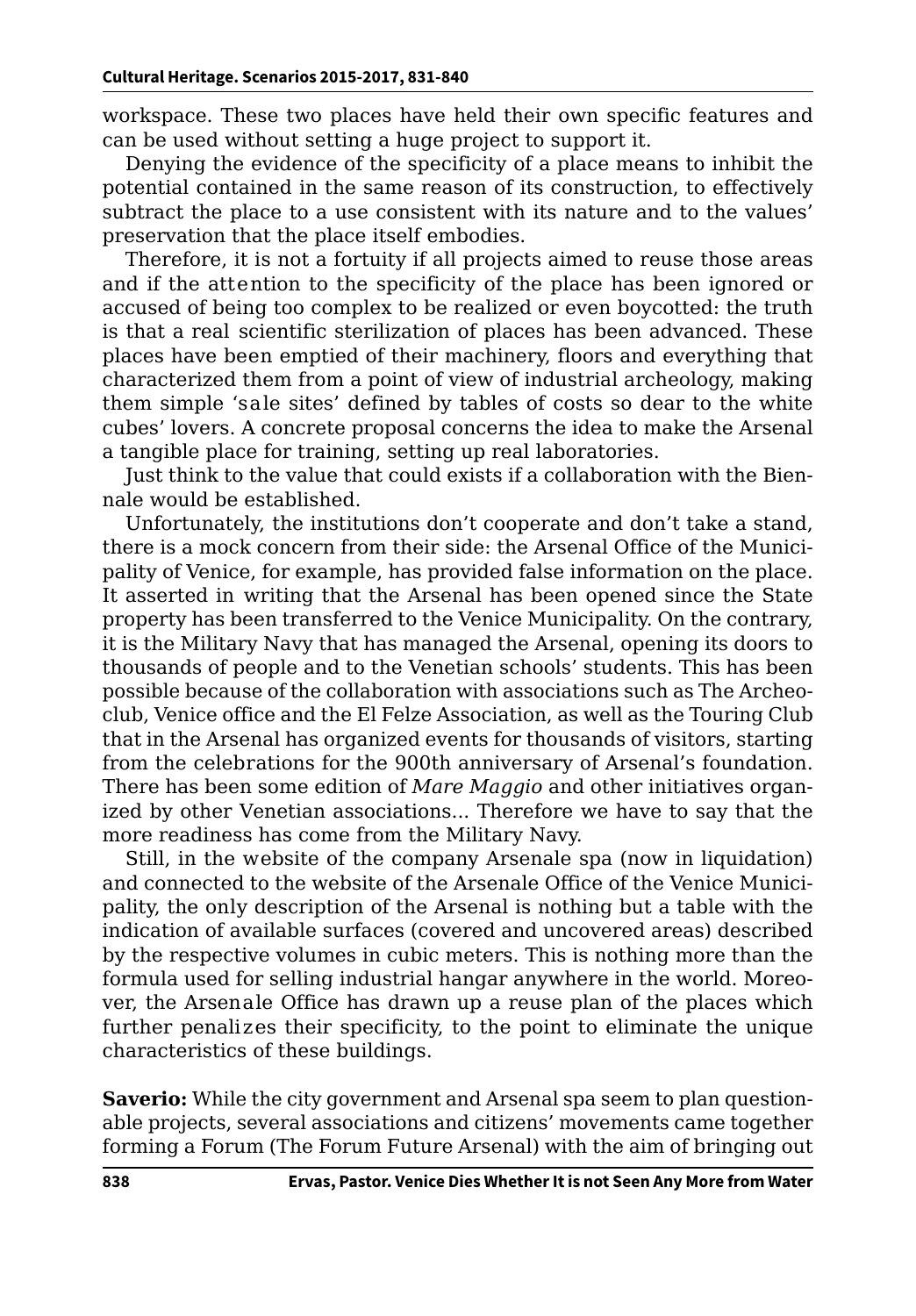workspace. These two places have held their own specific features and can be used without setting a huge project to support it.

Denying the evidence of the specificity of a place means to inhibit the potential contained in the same reason of its construction, to effectively subtract the place to a use consistent with its nature and to the values' preservation that the place itself embodies.

Therefore, it is not a fortuity if all projects aimed to reuse those areas and if the attention to the specificity of the place has been ignored or accused of being too complex to be realized or even boycotted: the truth is that a real scientific sterilization of places has been advanced. These places have been emptied of their machinery, floors and everything that characterized them from a point of view of industrial archeology, making them simple 'sale sites' defined by tables of costs so dear to the white cubes' lovers. A concrete proposal concerns the idea to make the Arsenal a tangible place for training, setting up real laboratories.

Just think to the value that could exists if a collaboration with the Biennale would be established.

Unfortunately, the institutions don't cooperate and don't take a stand, there is a mock concern from their side: the Arsenal Office of the Municipality of Venice, for example, has provided false information on the place. It asserted in writing that the Arsenal has been opened since the State property has been transferred to the Venice Municipality. On the contrary, it is the Military Navy that has managed the Arsenal, opening its doors to thousands of people and to the Venetian schools' students. This has been possible because of the collaboration with associations such as The Archeoclub, Venice office and the El Felze Association, as well as the Touring Club that in the Arsenal has organized events for thousands of visitors, starting from the celebrations for the 900th anniversary of Arsenal's foundation. There has been some edition of *Mare Maggio* and other initiatives organized by other Venetian associations… Therefore we have to say that the more readiness has come from the Military Navy.

Still, in the website of the company Arsenale spa (now in liquidation) and connected to the website of the Arsenale Office of the Venice Municipality, the only description of the Arsenal is nothing but a table with the indication of available surfaces (covered and uncovered areas) described by the respective volumes in cubic meters. This is nothing more than the formula used for selling industrial hangar anywhere in the world. Moreover, the Arsenale Office has drawn up a reuse plan of the places which further penalizes their specificity, to the point to eliminate the unique characteristics of these buildings.

**Saverio:** While the city government and Arsenal spa seem to plan questionable projects, several associations and citizens' movements came together forming a Forum (The Forum Future Arsenal) with the aim of bringing out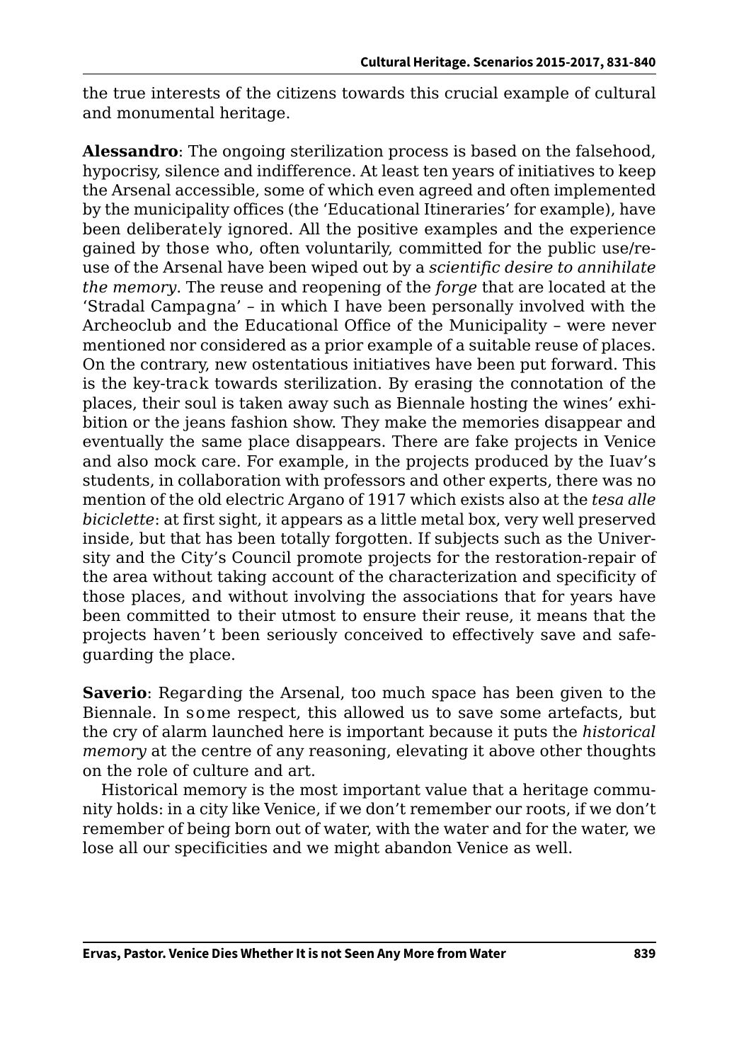the true interests of the citizens towards this crucial example of cultural and monumental heritage.

**Alessandro**: The ongoing sterilization process is based on the falsehood, hypocrisy, silence and indifference. At least ten years of initiatives to keep the Arsenal accessible, some of which even agreed and often implemented by the municipality offices (the 'Educational Itineraries' for example), have been deliberately ignored. All the positive examples and the experience gained by those who, often voluntarily, committed for the public use/re-use of the Arsenal have been wiped out by a *scientific desire to annihilate the memory*. The reuse and reopening of the *forge* that are located at the 'Stradal Campagna' – in which I have been personally involved with the Archeoclub and the Educational Office of the Municipality – were never mentioned nor considered as a prior example of a suitable reuse of places. On the contrary, new ostentatious initiatives have been put forward. This is the key-track towards sterilization. By erasing the connotation of the places, their soul is taken away such as Biennale hosting the wines' exhibition or the jeans fashion show. They make the memories disappear and eventually the same place disappears. There are fake projects in Venice and also mock care. For example, in the projects produced by the Iuav's students, in collaboration with professors and other experts, there was no mention of the old electric Argano of 1917 which exists also at the *tesa alle biciclette*: at first sight, it appears as a little metal box, very well preserved inside, but that has been totally forgotten. If subjects such as the University and the City's Council promote projects for the restoration-repair of the area without taking account of the characterization and specificity of those places, and without involving the associations that for years have been committed to their utmost to ensure their reuse, it means that the projects haven't been seriously conceived to effectively save and safeguarding the place.

**Saverio**: Regarding the Arsenal, too much space has been given to the Biennale. In some respect, this allowed us to save some artefacts, but the cry of alarm launched here is important because it puts the *historical memory* at the centre of any reasoning, elevating it above other thoughts on the role of culture and art.

Historical memory is the most important value that a heritage community holds: in a city like Venice, if we don't remember our roots, if we don't remember of being born out of water, with the water and for the water, we lose all our specificities and we might abandon Venice as well.